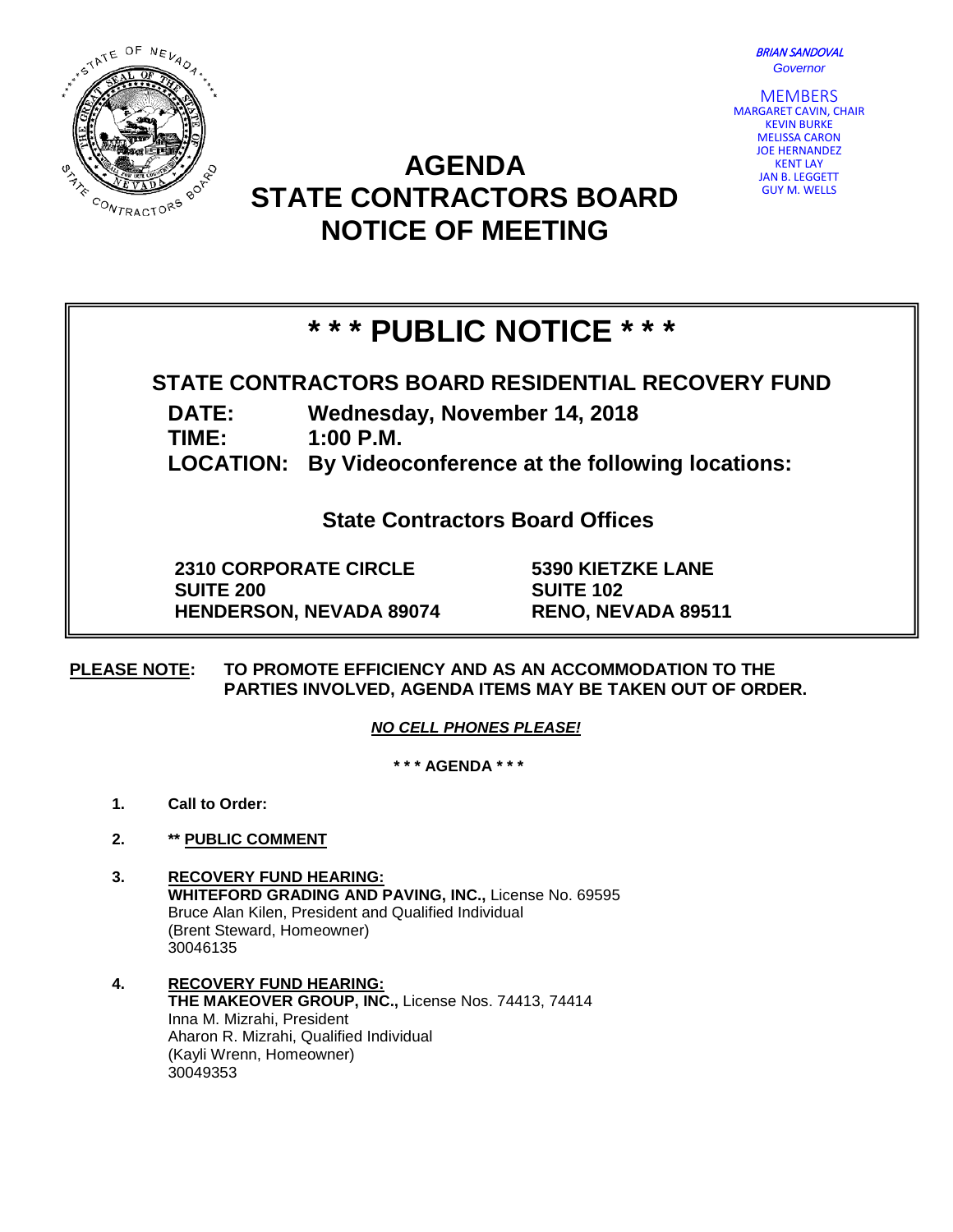*BRIAN SANDOVAL*
*Governor*

MEMBERS
MARGARET CAVIN, CHAIR
KEVIN BURKE
MELISSA CARON
JOE HERNANDEZ
KENT LAY
JAN B. LEGGETT
GUY M. WELLS

# AGENDA
# STATE CONTRACTORS BOARD
# NOTICE OF MEETING

## * * * PUBLIC NOTICE * * *

**STATE CONTRACTORS BOARD RESIDENTIAL RECOVERY FUND**

**DATE:** Wednesday, November 14, 2018
**TIME:** 1:00 P.M.
**LOCATION:** By Videoconference at the following locations:

**State Contractors Board Offices**

**2310 CORPORATE CIRCLE**
**SUITE 200**
**HENDERSON, NEVADA 89074**

**5390 KIETZKE LANE**
**SUITE 102**
**RENO, NEVADA 89511**

**PLEASE NOTE: TO PROMOTE EFFICIENCY AND AS AN ACCOMMODATION TO THE PARTIES INVOLVED, AGENDA ITEMS MAY BE TAKEN OUT OF ORDER.**

***NO CELL PHONES PLEASE!***

**\* \* \* AGENDA \* \* \***

1. **Call to Order:**

2. **\*\* PUBLIC COMMENT**

3. **RECOVERY FUND HEARING:**
   **WHITEFORD GRADING AND PAVING, INC.,** License No. 69595
   Bruce Alan Kilen, President and Qualified Individual
   (Brent Steward, Homeowner)
   30046135

4. **RECOVERY FUND HEARING:**
   **THE MAKEOVER GROUP, INC.,** License Nos. 74413, 74414
   Inna M. Mizrahi, President
   Aharon R. Mizrahi, Qualified Individual
   (Kayli Wrenn, Homeowner)
   30049353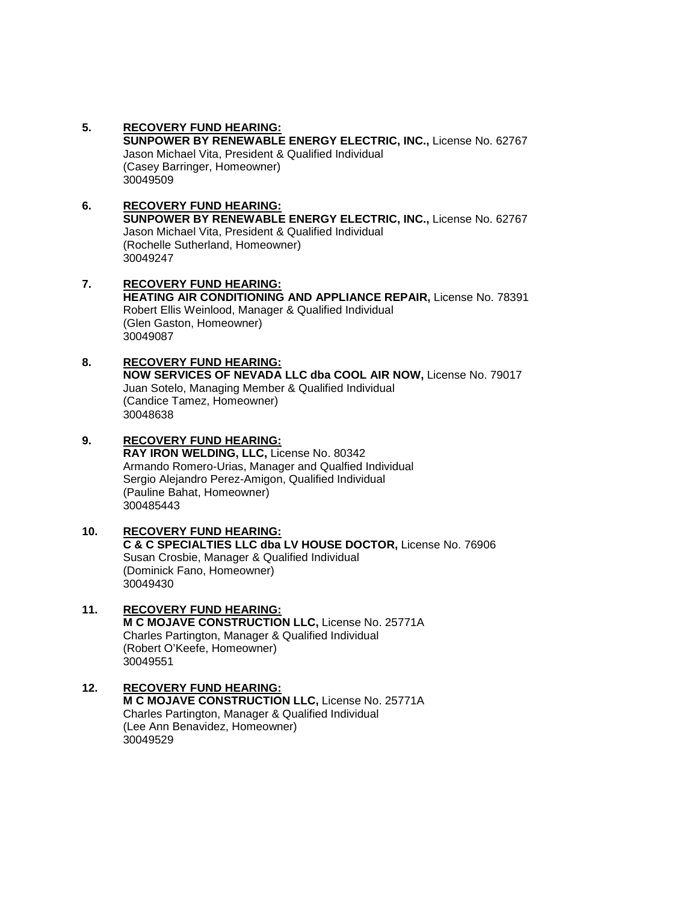5. **RECOVERY FUND HEARING:**
   **SUNPOWER BY RENEWABLE ENERGY ELECTRIC, INC.,** License No. 62767
   Jason Michael Vita, President & Qualified Individual
   (Casey Barringer, Homeowner)
   30049509

6. **RECOVERY FUND HEARING:**
   **SUNPOWER BY RENEWABLE ENERGY ELECTRIC, INC.,** License No. 62767
   Jason Michael Vita, President & Qualified Individual
   (Rochelle Sutherland, Homeowner)
   30049247

7. **RECOVERY FUND HEARING:**
   **HEATING AIR CONDITIONING AND APPLIANCE REPAIR,** License No. 78391
   Robert Ellis Weinlood, Manager & Qualified Individual
   (Glen Gaston, Homeowner)
   30049087

8. **RECOVERY FUND HEARING:**
   **NOW SERVICES OF NEVADA LLC dba COOL AIR NOW,** License No. 79017
   Juan Sotelo, Managing Member & Qualified Individual
   (Candice Tamez, Homeowner)
   30048638

9. **RECOVERY FUND HEARING:**
   **RAY IRON WELDING, LLC,** License No. 80342
   Armando Romero-Urias, Manager and Qualfied Individual
   Sergio Alejandro Perez-Amigon, Qualified Individual
   (Pauline Bahat, Homeowner)
   300485443

10. **RECOVERY FUND HEARING:**
    **C & C SPECIALTIES LLC dba LV HOUSE DOCTOR,** License No. 76906
    Susan Crosbie, Manager & Qualified Individual
    (Dominick Fano, Homeowner)
    30049430

11. **RECOVERY FUND HEARING:**
    **M C MOJAVE CONSTRUCTION LLC,** License No. 25771A
    Charles Partington, Manager & Qualified Individual
    (Robert O'Keefe, Homeowner)
    30049551

12. **RECOVERY FUND HEARING:**
    **M C MOJAVE CONSTRUCTION LLC,** License No. 25771A
    Charles Partington, Manager & Qualified Individual
    (Lee Ann Benavidez, Homeowner)
    30049529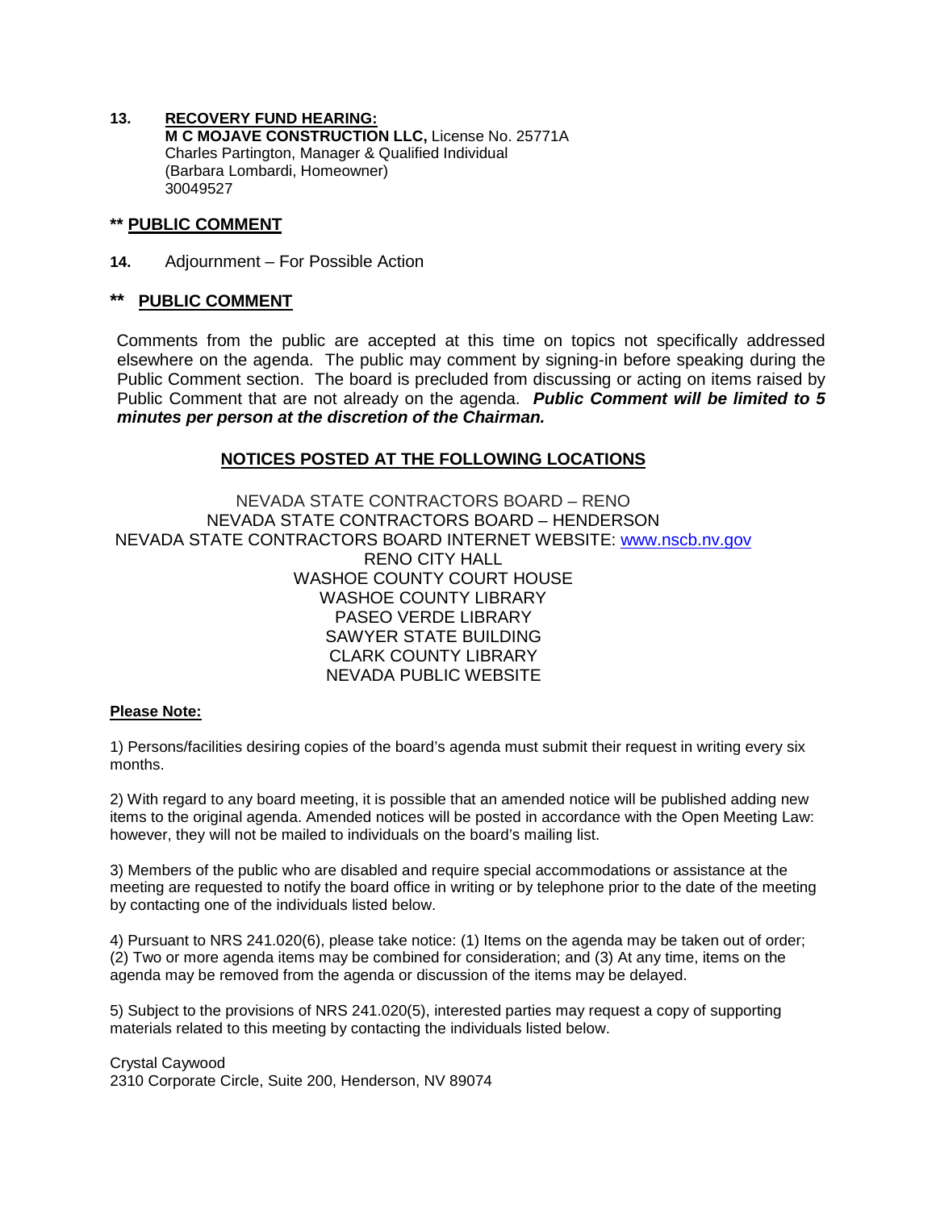**13.** **RECOVERY FUND HEARING:**
**M C MOJAVE CONSTRUCTION LLC,** License No. 25771A
Charles Partington, Manager & Qualified Individual
(Barbara Lombardi, Homeowner)
30049527

**\*\* PUBLIC COMMENT**

**14.** Adjournment – For Possible Action

**\*\* PUBLIC COMMENT**

Comments from the public are accepted at this time on topics not specifically addressed elsewhere on the agenda. The public may comment by signing-in before speaking during the Public Comment section. The board is precluded from discussing or acting on items raised by Public Comment that are not already on the agenda. ***Public Comment will be limited to 5 minutes per person at the discretion of the Chairman.***

## NOTICES POSTED AT THE FOLLOWING LOCATIONS

NEVADA STATE CONTRACTORS BOARD – RENO
NEVADA STATE CONTRACTORS BOARD – HENDERSON
NEVADA STATE CONTRACTORS BOARD INTERNET WEBSITE: [www.nscb.nv.gov](http://www.nscb.nv.gov)
RENO CITY HALL
WASHOE COUNTY COURT HOUSE
WASHOE COUNTY LIBRARY
PASEO VERDE LIBRARY
SAWYER STATE BUILDING
CLARK COUNTY LIBRARY
NEVADA PUBLIC WEBSITE

**Please Note:**

1) Persons/facilities desiring copies of the board's agenda must submit their request in writing every six months.

2) With regard to any board meeting, it is possible that an amended notice will be published adding new items to the original agenda. Amended notices will be posted in accordance with the Open Meeting Law: however, they will not be mailed to individuals on the board's mailing list.

3) Members of the public who are disabled and require special accommodations or assistance at the meeting are requested to notify the board office in writing or by telephone prior to the date of the meeting by contacting one of the individuals listed below.

4) Pursuant to NRS 241.020(6), please take notice: (1) Items on the agenda may be taken out of order; (2) Two or more agenda items may be combined for consideration; and (3) At any time, items on the agenda may be removed from the agenda or discussion of the items may be delayed.

5) Subject to the provisions of NRS 241.020(5), interested parties may request a copy of supporting materials related to this meeting by contacting the individuals listed below.

Crystal Caywood
2310 Corporate Circle, Suite 200, Henderson, NV 89074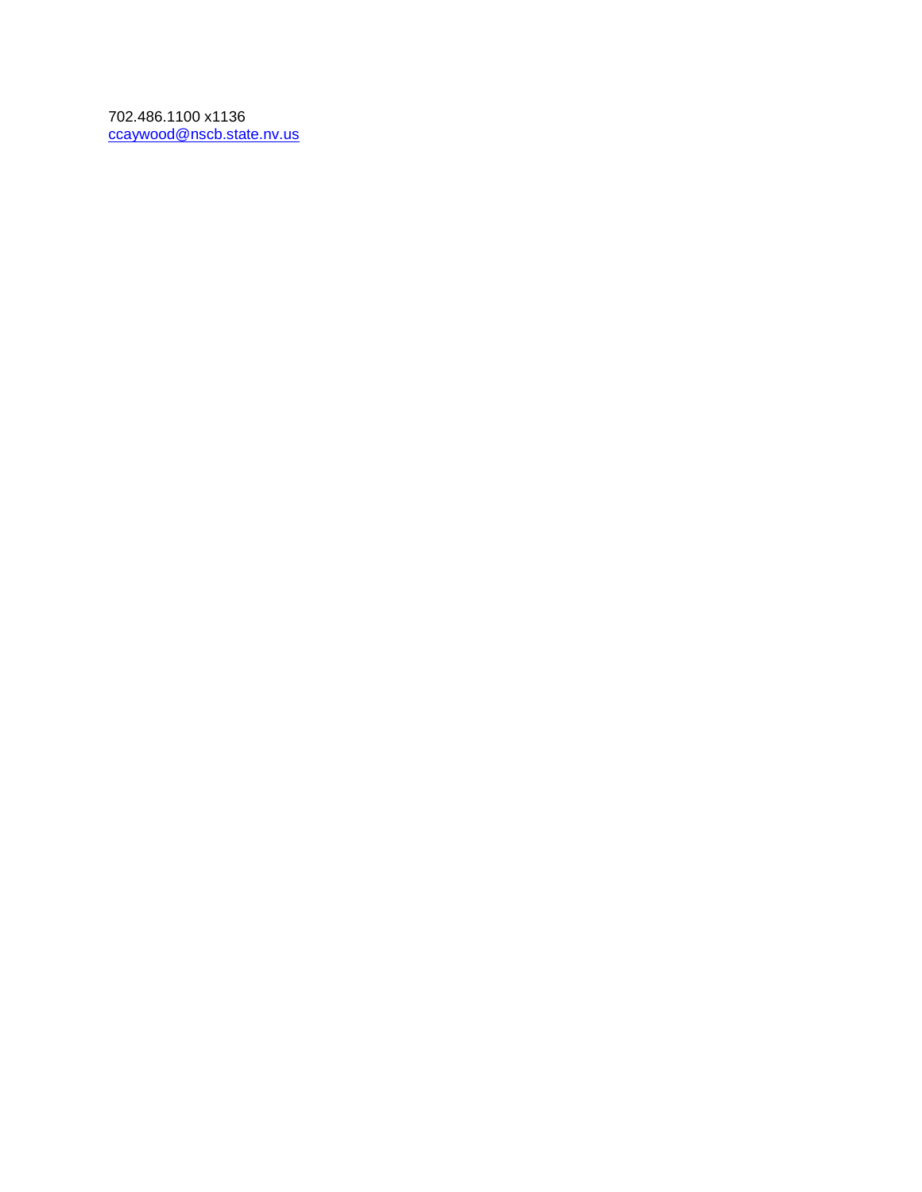702.486.1100 x1136
ccaywood@nscb.state.nv.us